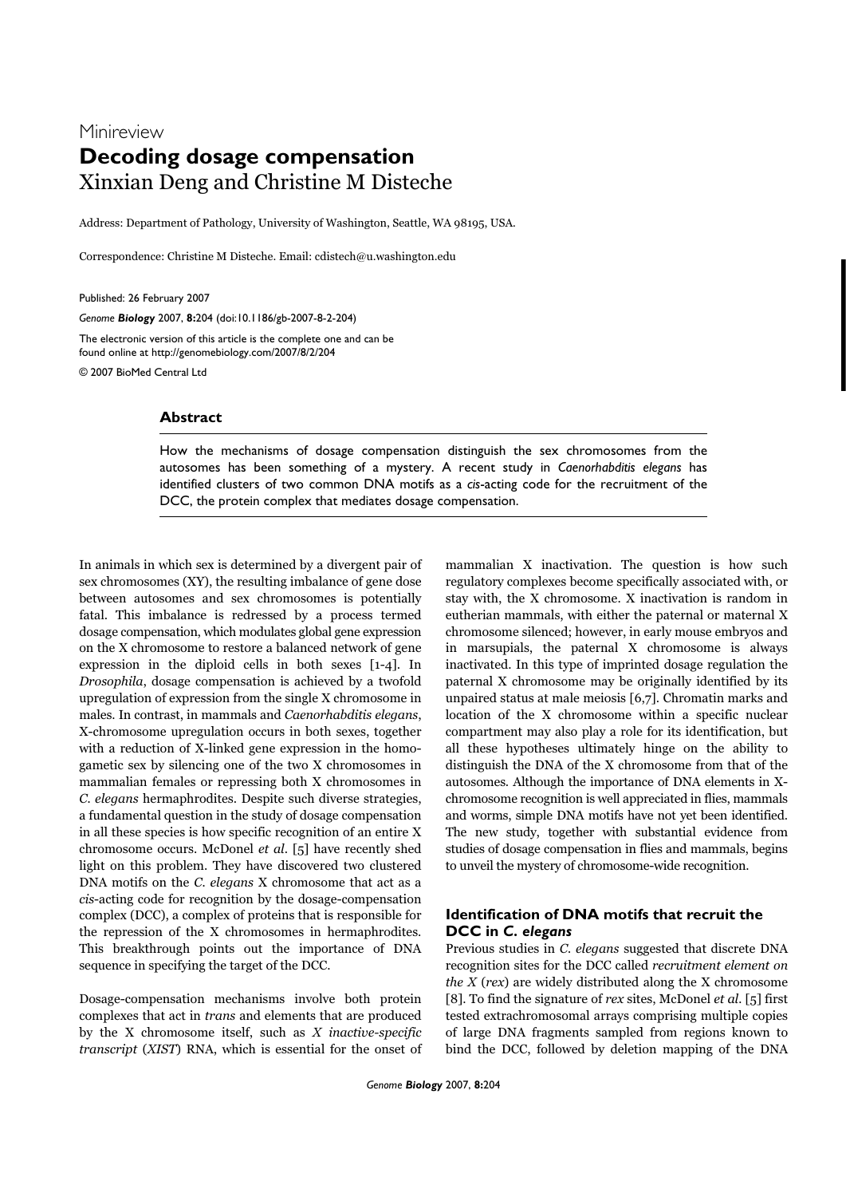Minireview

# Decoding dosage compensation

Xinxian Deng and Christine M Disteche

Address: Department of Pathology, University of Washington, Seattle, WA 98195, USA.

Correspondence: Christine M Disteche. Email: cdistech@u.washington.edu

Published: 26 February 2007

*Genome Biology* 2007, **8**:204 (doi:10.1186/gb-2007-8-2-204)

The electronic version of this article is the complete one and can be found online at http://genomebiology.com/2007/8/2/204

© 2007 BioMed Central Ltd

## Abstract

How the mechanisms of dosage compensation distinguish the sex chromosomes from the autosomes has been something of a mystery. A recent study in *Caenorhabditis elegans* has identified clusters of two common DNA motifs as a *cis*-acting code for the recruitment of the DCC, the protein complex that mediates dosage compensation.

In animals in which sex is determined by a divergent pair of sex chromosomes (XY), the resulting imbalance of gene dose between autosomes and sex chromosomes is potentially fatal. This imbalance is redressed by a process termed dosage compensation, which modulates global gene expression on the X chromosome to restore a balanced network of gene expression in the diploid cells in both sexes [1-4]. In *Drosophila*, dosage compensation is achieved by a twofold upregulation of expression from the single X chromosome in males. In contrast, in mammals and *Caenorhabditis elegans*, X-chromosome upregulation occurs in both sexes, together with a reduction of X-linked gene expression in the homogametic sex by silencing one of the two X chromosomes in mammalian females or repressing both X chromosomes in *C. elegans* hermaphrodites. Despite such diverse strategies, a fundamental question in the study of dosage compensation in all these species is how specific recognition of an entire X chromosome occurs. McDonel *et al*. [5] have recently shed light on this problem. They have discovered two clustered DNA motifs on the *C. elegans* X chromosome that act as a *cis*-acting code for recognition by the dosage-compensation complex (DCC), a complex of proteins that is responsible for the repression of the X chromosomes in hermaphrodites. This breakthrough points out the importance of DNA sequence in specifying the target of the DCC.

Dosage-compensation mechanisms involve both protein complexes that act in *trans* and elements that are produced by the X chromosome itself, such as *X inactive-specific transcript* (*XIST*) RNA, which is essential for the onset of mammalian X inactivation. The question is how such regulatory complexes become specifically associated with, or stay with, the X chromosome. X inactivation is random in eutherian mammals, with either the paternal or maternal X chromosome silenced; however, in early mouse embryos and in marsupials, the paternal X chromosome is always inactivated. In this type of imprinted dosage regulation the paternal X chromosome may be originally identified by its unpaired status at male meiosis [6,7]. Chromatin marks and location of the X chromosome within a specific nuclear compartment may also play a role for its identification, but all these hypotheses ultimately hinge on the ability to distinguish the DNA of the X chromosome from that of the autosomes. Although the importance of DNA elements in X-chromosome recognition is well appreciated in flies, mammals and worms, simple DNA motifs have not yet been identified. The new study, together with substantial evidence from studies of dosage compensation in flies and mammals, begins to unveil the mystery of chromosome-wide recognition.

### Identification of DNA motifs that recruit the DCC in *C. elegans*

Previous studies in *C. elegans* suggested that discrete DNA recognition sites for the DCC called *recruitment element on the X* (*rex*) are widely distributed along the X chromosome [8]. To find the signature of *rex* sites, McDonel *et al*. [5] first tested extrachromosomal arrays comprising multiple copies of large DNA fragments sampled from regions known to bind the DCC, followed by deletion mapping of the DNA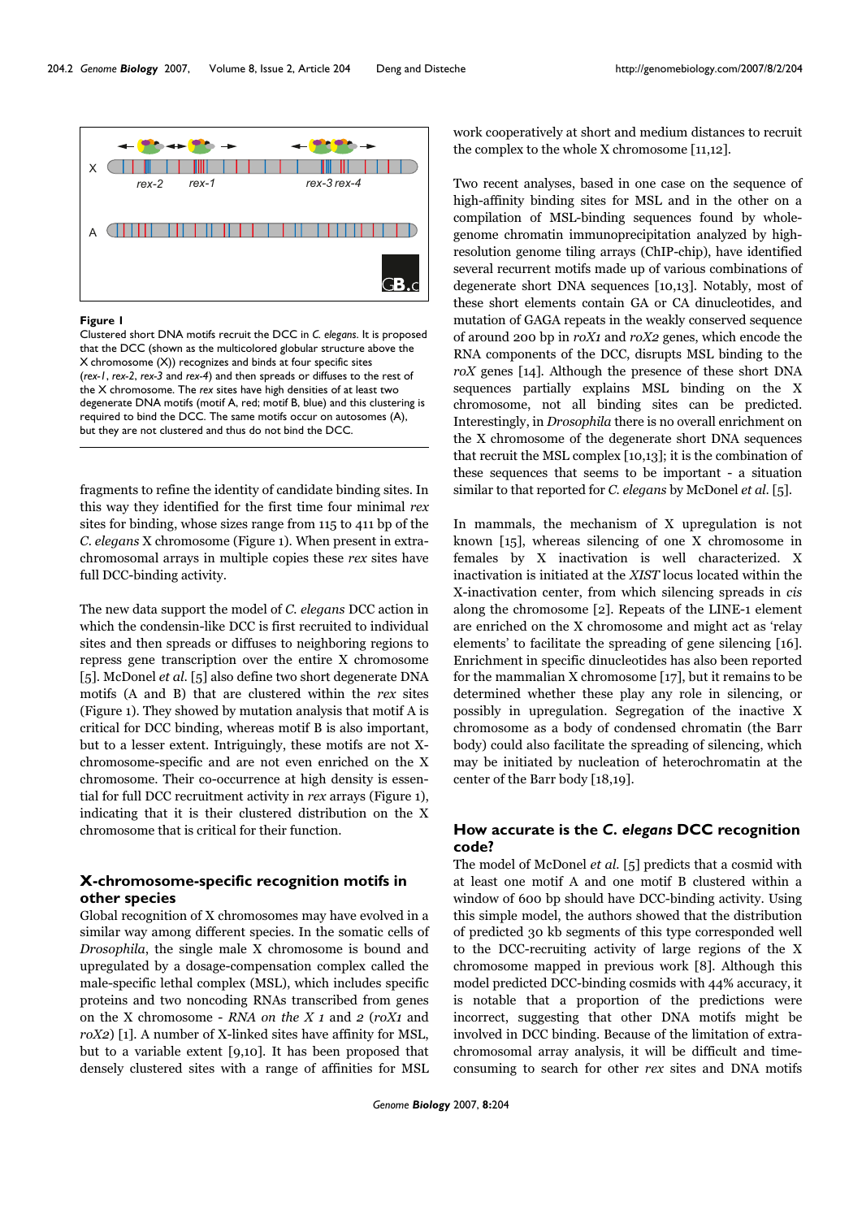**Figure 1**
Clustered short DNA motifs recruit the DCC in *C. elegans*. It is proposed that the DCC (shown as the multicolored globular structure above the X chromosome (X)) recognizes and binds at four specific sites (*rex-1*, *rex-2*, *rex-3* and *rex-4*) and then spreads or diffuses to the rest of the X chromosome. The *rex* sites have high densities of at least two degenerate DNA motifs (motif A, red; motif B, blue) and this clustering is required to bind the DCC. The same motifs occur on autosomes (A), but they are not clustered and thus do not bind the DCC.

fragments to refine the identity of candidate binding sites. In this way they identified for the first time four minimal *rex* sites for binding, whose sizes range from 115 to 411 bp of the *C. elegans* X chromosome (Figure 1). When present in extra-chromosomal arrays in multiple copies these *rex* sites have full DCC-binding activity.

The new data support the model of *C. elegans* DCC action in which the condensin-like DCC is first recruited to individual sites and then spreads or diffuses to neighboring regions to repress gene transcription over the entire X chromosome [5]. McDonel *et al.* [5] also define two short degenerate DNA motifs (A and B) that are clustered within the *rex* sites (Figure 1). They showed by mutation analysis that motif A is critical for DCC binding, whereas motif B is also important, but to a lesser extent. Intriguingly, these motifs are not X-chromosome-specific and are not even enriched on the X chromosome. Their co-occurrence at high density is essential for full DCC recruitment activity in *rex* arrays (Figure 1), indicating that it is their clustered distribution on the X chromosome that is critical for their function.

## X-chromosome-specific recognition motifs in other species

Global recognition of X chromosomes may have evolved in a similar way among different species. In the somatic cells of *Drosophila*, the single male X chromosome is bound and upregulated by a dosage-compensation complex called the male-specific lethal complex (MSL), which includes specific proteins and two noncoding RNAs transcribed from genes on the X chromosome - *RNA on the X 1* and *2* (*roX1* and *roX2*) [1]. A number of X-linked sites have affinity for MSL, but to a variable extent [9,10]. It has been proposed that densely clustered sites with a range of affinities for MSL work cooperatively at short and medium distances to recruit the complex to the whole X chromosome [11,12].

Two recent analyses, based in one case on the sequence of high-affinity binding sites for MSL and in the other on a compilation of MSL-binding sequences found by whole-genome chromatin immunoprecipitation analyzed by high-resolution genome tiling arrays (ChIP-chip), have identified several recurrent motifs made up of various combinations of degenerate short DNA sequences [10,13]. Notably, most of these short elements contain GA or CA dinucleotides, and mutation of GAGA repeats in the weakly conserved sequence of around 200 bp in *roX1* and *roX2* genes, which encode the RNA components of the DCC, disrupts MSL binding to the *roX* genes [14]. Although the presence of these short DNA sequences partially explains MSL binding on the X chromosome, not all binding sites can be predicted. Interestingly, in *Drosophila* there is no overall enrichment on the X chromosome of the degenerate short DNA sequences that recruit the MSL complex [10,13]; it is the combination of these sequences that seems to be important - a situation similar to that reported for *C. elegans* by McDonel *et al.* [5].

In mammals, the mechanism of X upregulation is not known [15], whereas silencing of one X chromosome in females by X inactivation is well characterized. X inactivation is initiated at the *XIST* locus located within the X-inactivation center, from which silencing spreads in *cis* along the chromosome [2]. Repeats of the LINE-1 element are enriched on the X chromosome and might act as 'relay elements' to facilitate the spreading of gene silencing [16]. Enrichment in specific dinucleotides has also been reported for the mammalian X chromosome [17], but it remains to be determined whether these play any role in silencing, or possibly in upregulation. Segregation of the inactive X chromosome as a body of condensed chromatin (the Barr body) could also facilitate the spreading of silencing, which may be initiated by nucleation of heterochromatin at the center of the Barr body [18,19].

## How accurate is the *C. elegans* DCC recognition code?

The model of McDonel *et al.* [5] predicts that a cosmid with at least one motif A and one motif B clustered within a window of 600 bp should have DCC-binding activity. Using this simple model, the authors showed that the distribution of predicted 30 kb segments of this type corresponded well to the DCC-recruiting activity of large regions of the X chromosome mapped in previous work [8]. Although this model predicted DCC-binding cosmids with 44% accuracy, it is notable that a proportion of the predictions were incorrect, suggesting that other DNA motifs might be involved in DCC binding. Because of the limitation of extra-chromosomal array analysis, it will be difficult and time-consuming to search for other *rex* sites and DNA motifs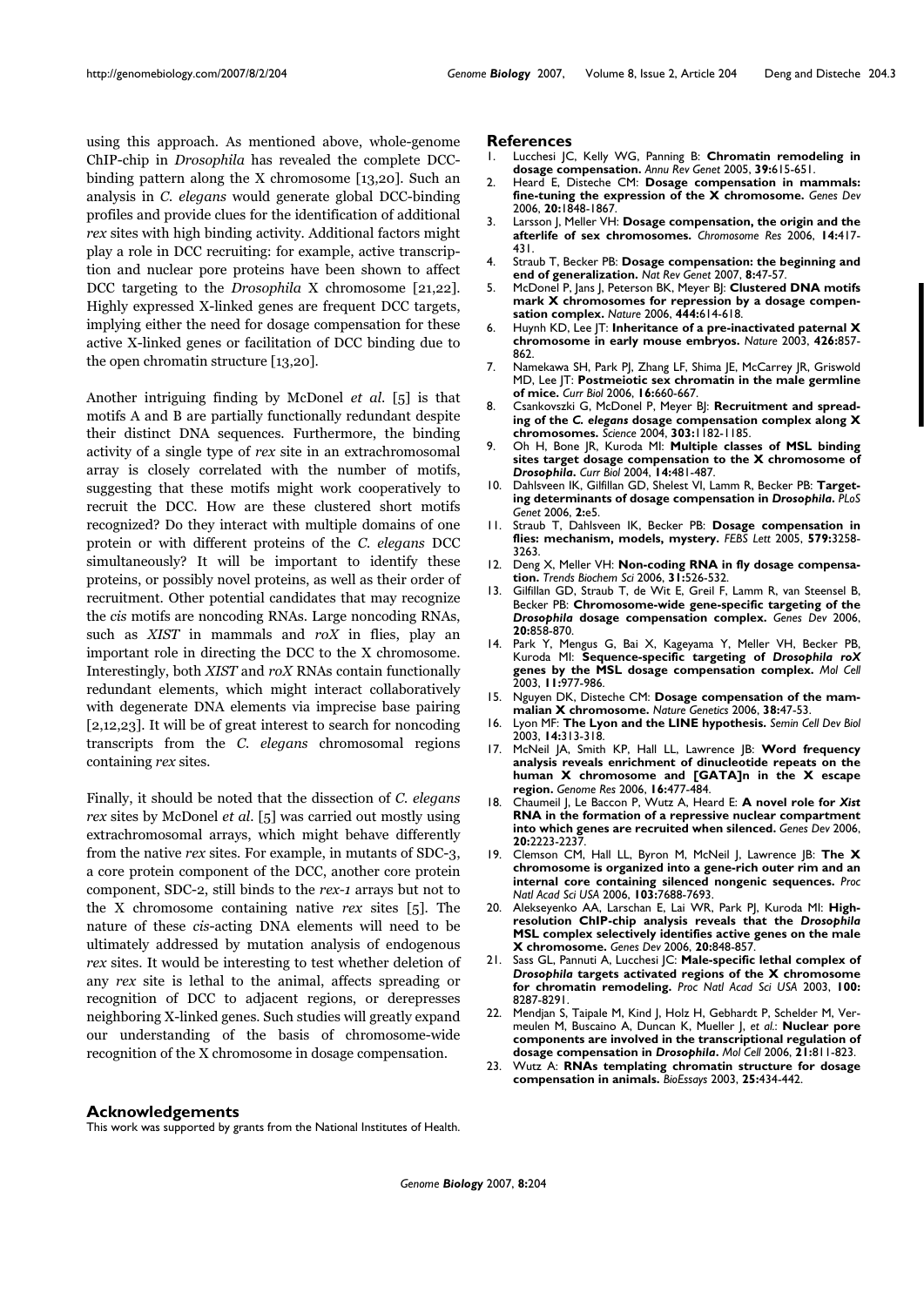using this approach. As mentioned above, whole-genome ChIP-chip in *Drosophila* has revealed the complete DCC-binding pattern along the X chromosome [13,20]. Such an analysis in *C. elegans* would generate global DCC-binding profiles and provide clues for the identification of additional *rex* sites with high binding activity. Additional factors might play a role in DCC recruiting: for example, active transcription and nuclear pore proteins have been shown to affect DCC targeting to the *Drosophila* X chromosome [21,22]. Highly expressed X-linked genes are frequent DCC targets, implying either the need for dosage compensation for these active X-linked genes or facilitation of DCC binding due to the open chromatin structure [13,20].

Another intriguing finding by McDonel *et al.* [5] is that motifs A and B are partially functionally redundant despite their distinct DNA sequences. Furthermore, the binding activity of a single type of *rex* site in an extrachromosomal array is closely correlated with the number of motifs, suggesting that these motifs might work cooperatively to recruit the DCC. How are these clustered short motifs recognized? Do they interact with multiple domains of one protein or with different proteins of the *C. elegans* DCC simultaneously? It will be important to identify these proteins, or possibly novel proteins, as well as their order of recruitment. Other potential candidates that may recognize the *cis* motifs are noncoding RNAs. Large noncoding RNAs, such as *XIST* in mammals and *roX* in flies, play an important role in directing the DCC to the X chromosome. Interestingly, both *XIST* and *roX* RNAs contain functionally redundant elements, which might interact collaboratively with degenerate DNA elements via imprecise base pairing [2,12,23]. It will be of great interest to search for noncoding transcripts from the *C. elegans* chromosomal regions containing *rex* sites.

Finally, it should be noted that the dissection of *C. elegans rex* sites by McDonel *et al.* [5] was carried out mostly using extrachromosomal arrays, which might behave differently from the native *rex* sites. For example, in mutants of SDC-3, a core protein component of the DCC, another core protein component, SDC-2, still binds to the *rex-1* arrays but not to the X chromosome containing native *rex* sites [5]. The nature of these *cis*-acting DNA elements will need to be ultimately addressed by mutation analysis of endogenous *rex* sites. It would be interesting to test whether deletion of any *rex* site is lethal to the animal, affects spreading or recognition of DCC to adjacent regions, or derepresses neighboring X-linked genes. Such studies will greatly expand our understanding of the basis of chromosome-wide recognition of the X chromosome in dosage compensation.

## Acknowledgements

This work was supported by grants from the National Institutes of Health.

## References

1. Lucchesi JC, Kelly WG, Panning B: **Chromatin remodeling in dosage compensation.** *Annu Rev Genet* 2005, **39:**615-651.
2. Heard E, Disteche CM: **Dosage compensation in mammals: fine-tuning the expression of the X chromosome.** *Genes Dev* 2006, **20:**1848-1867.
3. Larsson J, Meller VH: **Dosage compensation, the origin and the afterlife of sex chromosomes.** *Chromosome Res* 2006, **14:**417-431.
4. Straub T, Becker PB: **Dosage compensation: the beginning and end of generalization.** *Nat Rev Genet* 2007, **8:**47-57.
5. McDonel P, Jans J, Peterson BK, Meyer BJ: **Clustered DNA motifs mark X chromosomes for repression by a dosage compensation complex.** *Nature* 2006, **444:**614-618.
6. Huynh KD, Lee JT: **Inheritance of a pre-inactivated paternal X chromosome in early mouse embryos.** *Nature* 2003, **426:**857-862.
7. Namekawa SH, Park PJ, Zhang LF, Shima JE, McCarrey JR, Griswold MD, Lee JT: **Postmeiotic sex chromatin in the male germline of mice.** *Curr Biol* 2006, **16:**660-667.
8. Csankovszki G, McDonel P, Meyer BJ: **Recruitment and spreading of the *C. elegans* dosage compensation complex along X chromosomes.** *Science* 2004, **303:**1182-1185.
9. Oh H, Bone JR, Kuroda MI: **Multiple classes of MSL binding sites target dosage compensation to the X chromosome of *Drosophila*.** *Curr Biol* 2004, **14:**481-487.
10. Dahlsveen IK, Gilfillan GD, Shelest VI, Lamm R, Becker PB: **Targeting determinants of dosage compensation in *Drosophila*.** *PLoS Genet* 2006, **2:**e5.
11. Straub T, Dahlsveen IK, Becker PB: **Dosage compensation in flies: mechanism, models, mystery.** *FEBS Lett* 2005, **579:**3258-3263.
12. Deng X, Meller VH: **Non-coding RNA in fly dosage compensation.** *Trends Biochem Sci* 2006, **31:**526-532.
13. Gilfillan GD, Straub T, de Wit E, Greil F, Lamm R, van Steensel B, Becker PB: **Chromosome-wide gene-specific targeting of the *Drosophila* dosage compensation complex.** *Genes Dev* 2006, **20:**858-870.
14. Park Y, Mengus G, Bai X, Kageyama Y, Meller VH, Becker PB, Kuroda MI: **Sequence-specific targeting of *Drosophila roX* genes by the MSL dosage compensation complex.** *Mol Cell* 2003, **11:**977-986.
15. Nguyen DK, Disteche CM: **Dosage compensation of the mammalian X chromosome.** *Nature Genetics* 2006, **38:**47-53.
16. Lyon MF: **The Lyon and the LINE hypothesis.** *Semin Cell Dev Biol* 2003, **14:**313-318.
17. McNeil JA, Smith KP, Hall LL, Lawrence JB: **Word frequency analysis reveals enrichment of dinucleotide repeats on the human X chromosome and [GATA]n in the X escape region.** *Genome Res* 2006, **16:**477-484.
18. Chaumeil J, Le Baccon P, Wutz A, Heard E: **A novel role for *Xist* RNA in the formation of a repressive nuclear compartment into which genes are recruited when silenced.** *Genes Dev* 2006, **20:**2223-2237.
19. Clemson CM, Hall LL, Byron M, McNeil J, Lawrence JB: **The X chromosome is organized into a gene-rich outer rim and an internal core containing silenced nongenic sequences.** *Proc Natl Acad Sci USA* 2006, **103:**7688-7693.
20. Alekseyenko AA, Larschan E, Lai WR, Park PJ, Kuroda MI: **High-resolution ChIP-chip analysis reveals that the *Drosophila* MSL complex selectively identifies active genes on the male X chromosome.** *Genes Dev* 2006, **20:**848-857.
21. Sass GL, Pannuti A, Lucchesi JC: **Male-specific lethal complex of *Drosophila* targets activated regions of the X chromosome for chromatin remodeling.** *Proc Natl Acad Sci USA* 2003, **100:**8287-8291.
22. Mendjan S, Taipale M, Kind J, Holz H, Gebhardt P, Schelder M, Vermeulen M, Buscaino A, Duncan K, Mueller J, *et al.*: **Nuclear pore components are involved in the transcriptional regulation of dosage compensation in *Drosophila*.** *Mol Cell* 2006, **21:**811-823.
23. Wutz A: **RNAs templating chromatin structure for dosage compensation in animals.** *BioEssays* 2003, **25:**434-442.